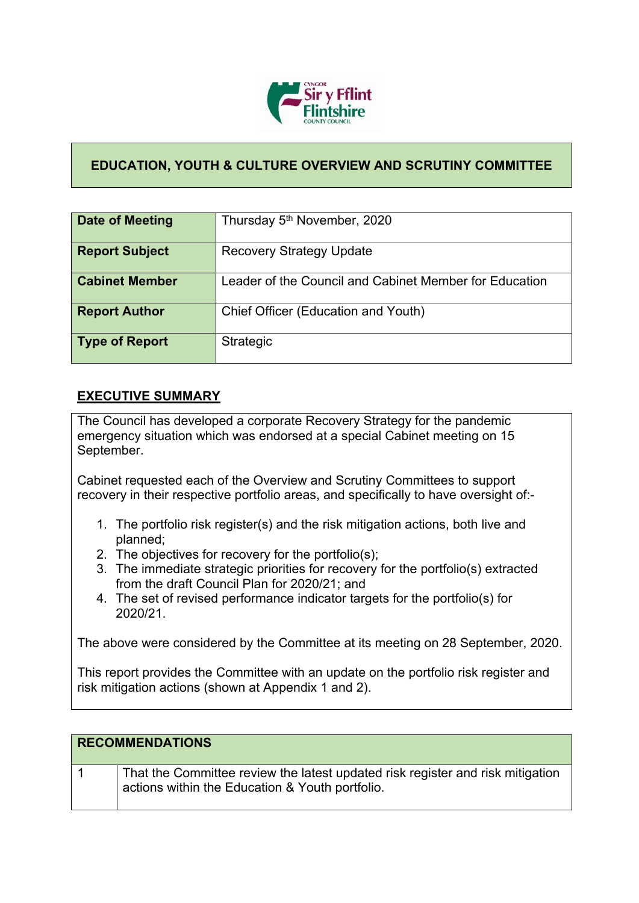# EDUCATION, YOUTH & CULTURE OVERVIEW AND SCRUTINY COMMITTEE

| | |
|---|---|
| **Date of Meeting** | Thursday 5th November, 2020 |
| **Report Subject** | Recovery Strategy Update |
| **Cabinet Member** | Leader of the Council and Cabinet Member for Education |
| **Report Author** | Chief Officer (Education and Youth) |
| **Type of Report** | Strategic |

## EXECUTIVE SUMMARY

The Council has developed a corporate Recovery Strategy for the pandemic emergency situation which was endorsed at a special Cabinet meeting on 15 September.

Cabinet requested each of the Overview and Scrutiny Committees to support recovery in their respective portfolio areas, and specifically to have oversight of:-

1. The portfolio risk register(s) and the risk mitigation actions, both live and planned;
2. The objectives for recovery for the portfolio(s);
3. The immediate strategic priorities for recovery for the portfolio(s) extracted from the draft Council Plan for 2020/21; and
4. The set of revised performance indicator targets for the portfolio(s) for 2020/21.

The above were considered by the Committee at its meeting on 28 September, 2020.

This report provides the Committee with an update on the portfolio risk register and risk mitigation actions (shown at Appendix 1 and 2).

| **RECOMMENDATIONS** | |
|---|---|
| 1 | That the Committee review the latest updated risk register and risk mitigation actions within the Education & Youth portfolio. |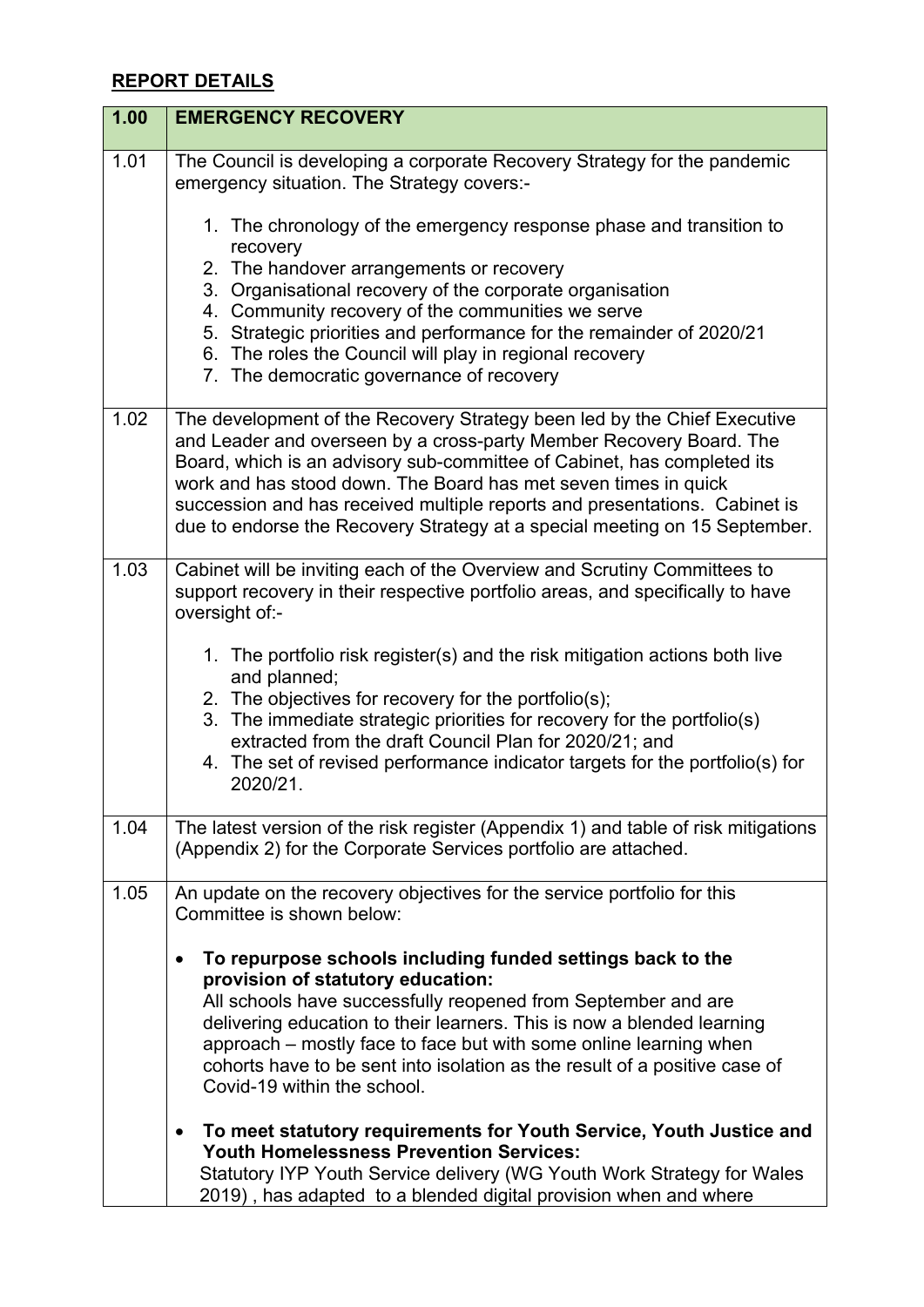## REPORT DETAILS

| 1.00 | EMERGENCY RECOVERY |
|---|---|
| 1.01 | The Council is developing a corporate Recovery Strategy for the pandemic emergency situation. The Strategy covers:-<br><br>1. The chronology of the emergency response phase and transition to recovery<br>2. The handover arrangements or recovery<br>3. Organisational recovery of the corporate organisation<br>4. Community recovery of the communities we serve<br>5. Strategic priorities and performance for the remainder of 2020/21<br>6. The roles the Council will play in regional recovery<br>7. The democratic governance of recovery |
| 1.02 | The development of the Recovery Strategy been led by the Chief Executive and Leader and overseen by a cross-party Member Recovery Board. The Board, which is an advisory sub-committee of Cabinet, has completed its work and has stood down. The Board has met seven times in quick succession and has received multiple reports and presentations. Cabinet is due to endorse the Recovery Strategy at a special meeting on 15 September. |
| 1.03 | Cabinet will be inviting each of the Overview and Scrutiny Committees to support recovery in their respective portfolio areas, and specifically to have oversight of:-<br><br>1. The portfolio risk register(s) and the risk mitigation actions both live and planned;<br>2. The objectives for recovery for the portfolio(s);<br>3. The immediate strategic priorities for recovery for the portfolio(s) extracted from the draft Council Plan for 2020/21; and<br>4. The set of revised performance indicator targets for the portfolio(s) for 2020/21. |
| 1.04 | The latest version of the risk register (Appendix 1) and table of risk mitigations (Appendix 2) for the Corporate Services portfolio are attached. |
| 1.05 | An update on the recovery objectives for the service portfolio for this Committee is shown below:<br><br>• **To repurpose schools including funded settings back to the provision of statutory education:**<br>All schools have successfully reopened from September and are delivering education to their learners. This is now a blended learning approach – mostly face to face but with some online learning when cohorts have to be sent into isolation as the result of a positive case of Covid-19 within the school.<br><br>• **To meet statutory requirements for Youth Service, Youth Justice and Youth Homelessness Prevention Services:**<br>Statutory IYP Youth Service delivery (WG Youth Work Strategy for Wales 2019) , has adapted to a blended digital provision when and where |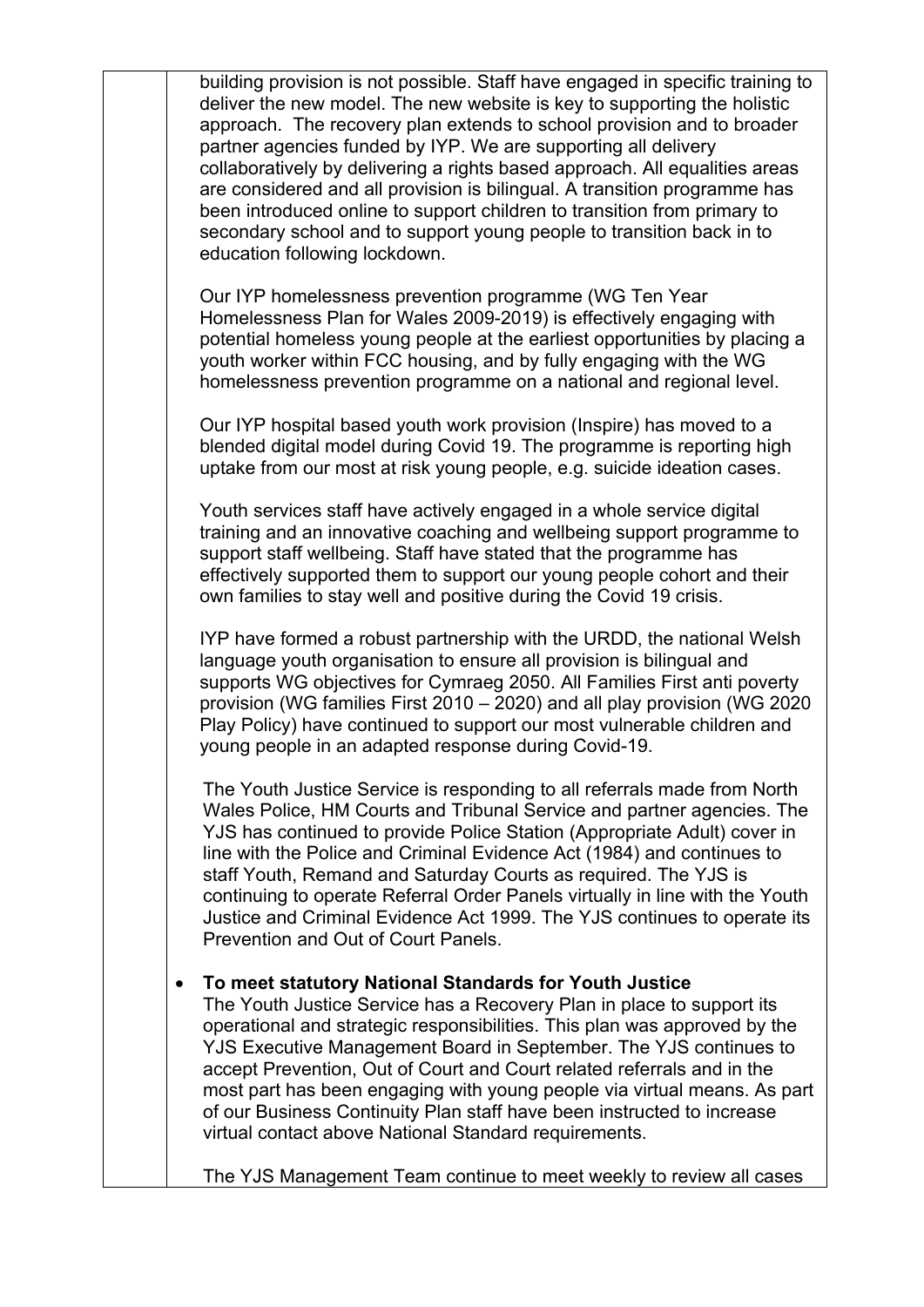building provision is not possible. Staff have engaged in specific training to deliver the new model. The new website is key to supporting the holistic approach. The recovery plan extends to school provision and to broader partner agencies funded by IYP. We are supporting all delivery collaboratively by delivering a rights based approach. All equalities areas are considered and all provision is bilingual. A transition programme has been introduced online to support children to transition from primary to secondary school and to support young people to transition back in to education following lockdown.

Our IYP homelessness prevention programme (WG Ten Year Homelessness Plan for Wales 2009-2019) is effectively engaging with potential homeless young people at the earliest opportunities by placing a youth worker within FCC housing, and by fully engaging with the WG homelessness prevention programme on a national and regional level.

Our IYP hospital based youth work provision (Inspire) has moved to a blended digital model during Covid 19. The programme is reporting high uptake from our most at risk young people, e.g. suicide ideation cases.

Youth services staff have actively engaged in a whole service digital training and an innovative coaching and wellbeing support programme to support staff wellbeing. Staff have stated that the programme has effectively supported them to support our young people cohort and their own families to stay well and positive during the Covid 19 crisis.

IYP have formed a robust partnership with the URDD, the national Welsh language youth organisation to ensure all provision is bilingual and supports WG objectives for Cymraeg 2050. All Families First anti poverty provision (WG families First 2010 – 2020) and all play provision (WG 2020 Play Policy) have continued to support our most vulnerable children and young people in an adapted response during Covid-19.

The Youth Justice Service is responding to all referrals made from North Wales Police, HM Courts and Tribunal Service and partner agencies. The YJS has continued to provide Police Station (Appropriate Adult) cover in line with the Police and Criminal Evidence Act (1984) and continues to staff Youth, Remand and Saturday Courts as required. The YJS is continuing to operate Referral Order Panels virtually in line with the Youth Justice and Criminal Evidence Act 1999. The YJS continues to operate its Prevention and Out of Court Panels.

- **To meet statutory National Standards for Youth Justice**
  The Youth Justice Service has a Recovery Plan in place to support its operational and strategic responsibilities. This plan was approved by the YJS Executive Management Board in September. The YJS continues to accept Prevention, Out of Court and Court related referrals and in the most part has been engaging with young people via virtual means. As part of our Business Continuity Plan staff have been instructed to increase virtual contact above National Standard requirements.

  The YJS Management Team continue to meet weekly to review all cases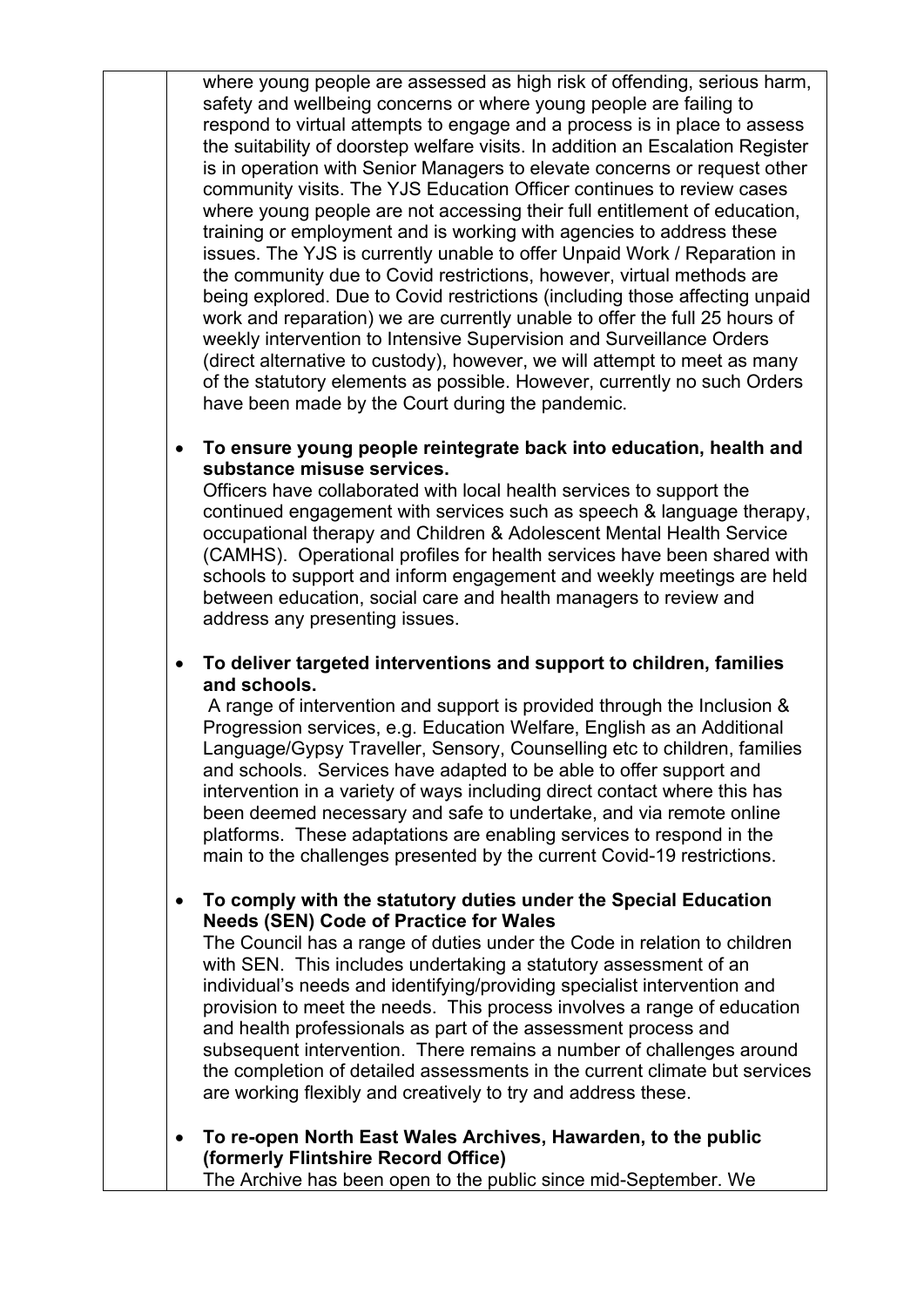where young people are assessed as high risk of offending, serious harm, safety and wellbeing concerns or where young people are failing to respond to virtual attempts to engage and a process is in place to assess the suitability of doorstep welfare visits. In addition an Escalation Register is in operation with Senior Managers to elevate concerns or request other community visits. The YJS Education Officer continues to review cases where young people are not accessing their full entitlement of education, training or employment and is working with agencies to address these issues. The YJS is currently unable to offer Unpaid Work / Reparation in the community due to Covid restrictions, however, virtual methods are being explored. Due to Covid restrictions (including those affecting unpaid work and reparation) we are currently unable to offer the full 25 hours of weekly intervention to Intensive Supervision and Surveillance Orders (direct alternative to custody), however, we will attempt to meet as many of the statutory elements as possible. However, currently no such Orders have been made by the Court during the pandemic.

- **To ensure young people reintegrate back into education, health and substance misuse services.**
  Officers have collaborated with local health services to support the continued engagement with services such as speech & language therapy, occupational therapy and Children & Adolescent Mental Health Service (CAMHS). Operational profiles for health services have been shared with schools to support and inform engagement and weekly meetings are held between education, social care and health managers to review and address any presenting issues.

- **To deliver targeted interventions and support to children, families and schools.**
  A range of intervention and support is provided through the Inclusion & Progression services, e.g. Education Welfare, English as an Additional Language/Gypsy Traveller, Sensory, Counselling etc to children, families and schools. Services have adapted to be able to offer support and intervention in a variety of ways including direct contact where this has been deemed necessary and safe to undertake, and via remote online platforms. These adaptations are enabling services to respond in the main to the challenges presented by the current Covid-19 restrictions.

- **To comply with the statutory duties under the Special Education Needs (SEN) Code of Practice for Wales**
  The Council has a range of duties under the Code in relation to children with SEN. This includes undertaking a statutory assessment of an individual's needs and identifying/providing specialist intervention and provision to meet the needs. This process involves a range of education and health professionals as part of the assessment process and subsequent intervention. There remains a number of challenges around the completion of detailed assessments in the current climate but services are working flexibly and creatively to try and address these.

- **To re-open North East Wales Archives, Hawarden, to the public (formerly Flintshire Record Office)**
  The Archive has been open to the public since mid-September. We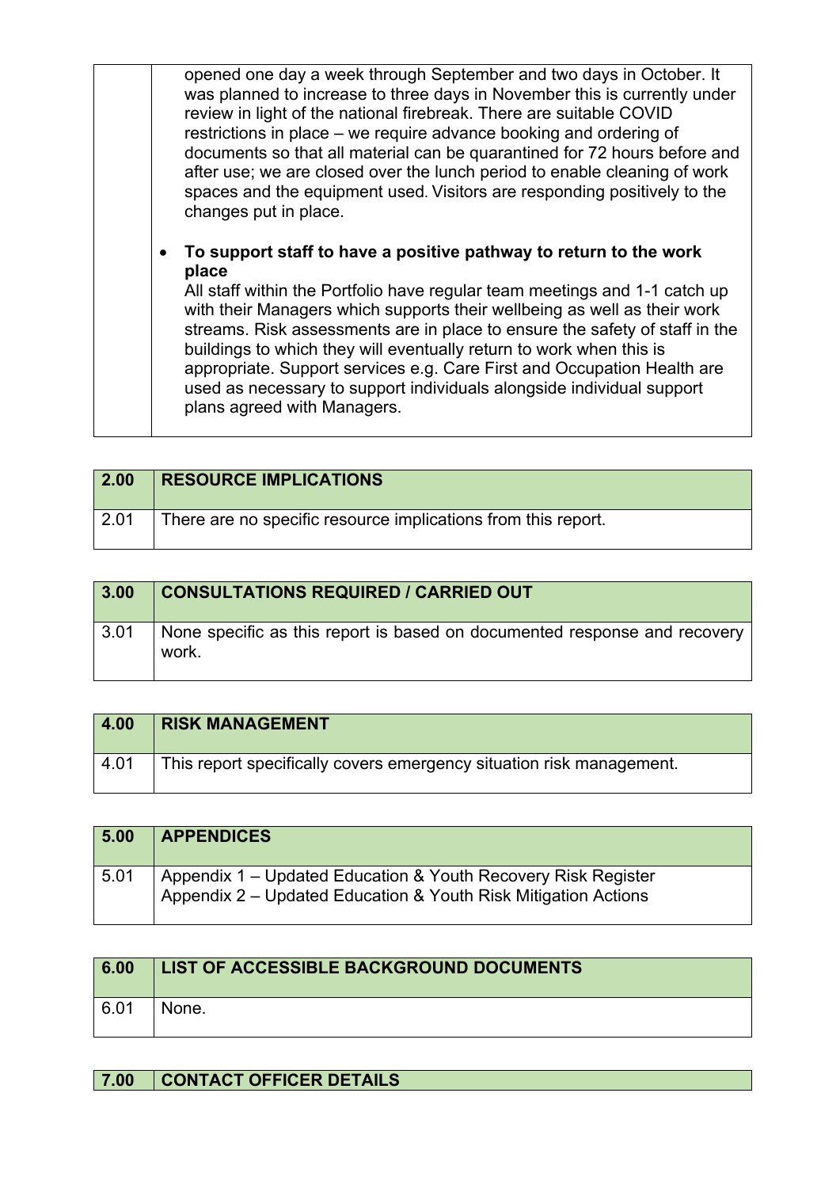| | |
|---|---|
| | opened one day a week through September and two days in October. It was planned to increase to three days in November this is currently under review in light of the national firebreak. There are suitable COVID restrictions in place – we require advance booking and ordering of documents so that all material can be quarantined for 72 hours before and after use; we are closed over the lunch period to enable cleaning of work spaces and the equipment used. Visitors are responding positively to the changes put in place.<br><br>• **To support staff to have a positive pathway to return to the work place**<br>All staff within the Portfolio have regular team meetings and 1-1 catch up with their Managers which supports their wellbeing as well as their work streams. Risk assessments are in place to ensure the safety of staff in the buildings to which they will eventually return to work when this is appropriate. Support services e.g. Care First and Occupation Health are used as necessary to support individuals alongside individual support plans agreed with Managers. |

| **2.00** | **RESOURCE IMPLICATIONS** |
|---|---|
| 2.01 | There are no specific resource implications from this report. |

| **3.00** | **CONSULTATIONS REQUIRED / CARRIED OUT** |
|---|---|
| 3.01 | None specific as this report is based on documented response and recovery work. |

| **4.00** | **RISK MANAGEMENT** |
|---|---|
| 4.01 | This report specifically covers emergency situation risk management. |

| **5.00** | **APPENDICES** |
|---|---|
| 5.01 | Appendix 1 – Updated Education & Youth Recovery Risk Register<br>Appendix 2 – Updated Education & Youth Risk Mitigation Actions |

| **6.00** | **LIST OF ACCESSIBLE BACKGROUND DOCUMENTS** |
|---|---|
| 6.01 | None. |

| **7.00** | **CONTACT OFFICER DETAILS** |
|---|---|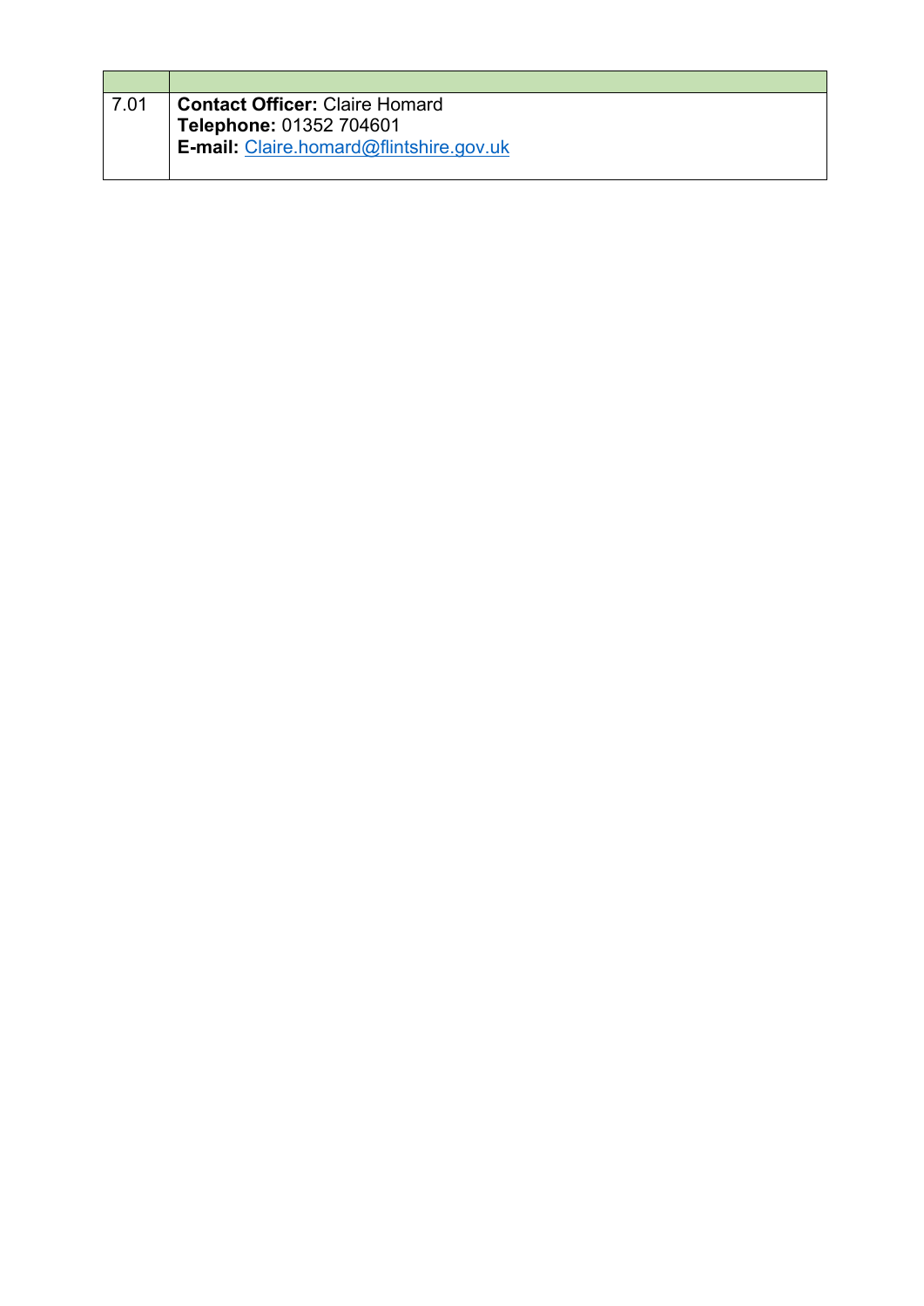| | |
|---|---|
| 7.01 | **Contact Officer:** Claire Homard<br>**Telephone:** 01352 704601<br>**E-mail:** Claire.homard@flintshire.gov.uk |